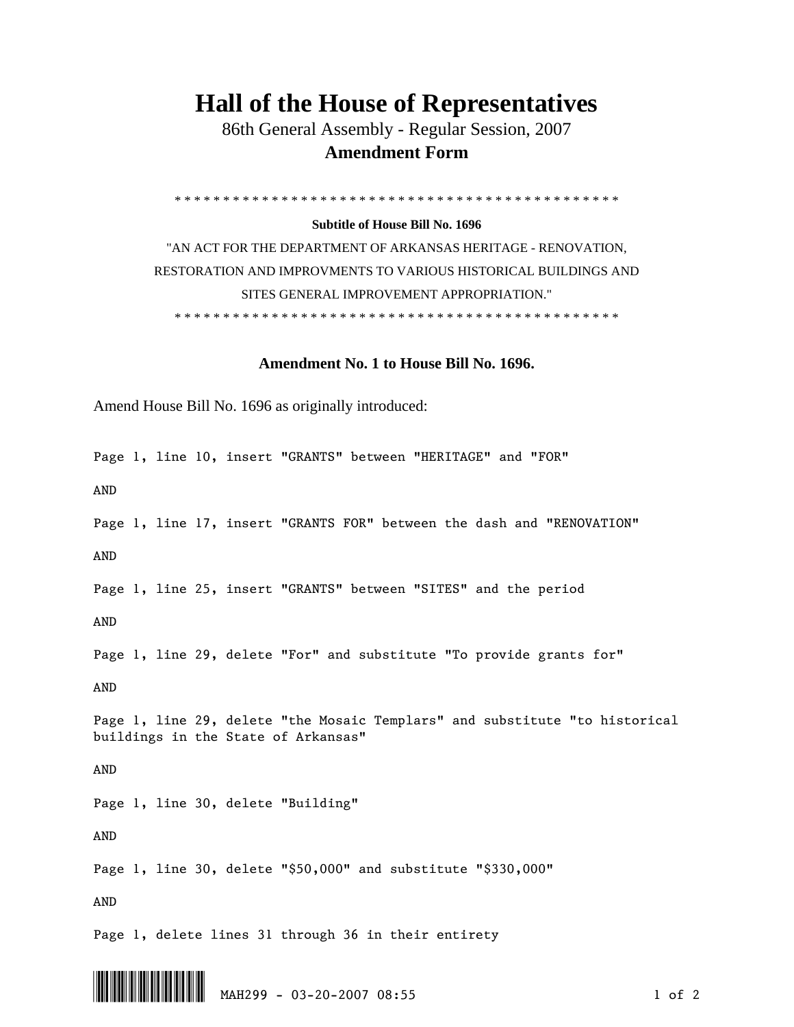# Hall of the House of Representatives

86th General Assembly - Regular Session, 2007

**Amendment Form**

\* \* \* \* \* \* \* \* \* \* \* \* \* \* \* \* \* \* \* \* \* \* \* \* \* \* \* \* \* \* \* \* \* \* \* \* \* \* \* \* \* \* \* \* \* \* \* \*

**Subtitle of House Bill No. 1696**

"AN ACT FOR THE DEPARTMENT OF ARKANSAS HERITAGE - RENOVATION, RESTORATION AND IMPROVMENTS TO VARIOUS HISTORICAL BUILDINGS AND SITES GENERAL IMPROVEMENT APPROPRIATION."

\* \* \* \* \* \* \* \* \* \* \* \* \* \* \* \* \* \* \* \* \* \* \* \* \* \* \* \* \* \* \* \* \* \* \* \* \* \* \* \* \* \* \* \* \* \* \* \*

**Amendment No. 1 to House Bill No. 1696.**

Amend House Bill No. 1696 as originally introduced:

Page 1, line 10, insert "GRANTS" between "HERITAGE" and "FOR"

AND

Page 1, line 17, insert "GRANTS FOR" between the dash and "RENOVATION"

AND

Page 1, line 25, insert "GRANTS" between "SITES" and the period

AND

Page 1, line 29, delete "For" and substitute "To provide grants for"

AND

Page 1, line 29, delete "the Mosaic Templars" and substitute "to historical buildings in the State of Arkansas"

AND

Page 1, line 30, delete "Building"

AND

Page 1, line 30, delete "$50,000" and substitute "$330,000"

AND

Page 1, delete lines 31 through 36 in their entirety

MAH299 - 03-20-2007 08:55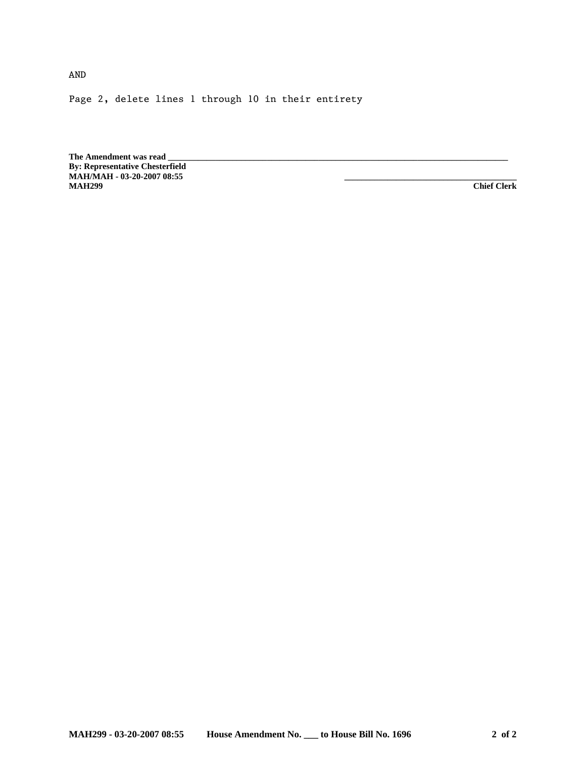AND

Page 2, delete lines 1 through 10 in their entirety

**The Amendment was read \_\_\_\_\_\_\_\_\_\_\_\_\_\_\_\_\_\_\_\_\_\_\_\_\_\_\_\_\_\_\_\_\_\_\_\_\_\_\_\_\_\_\_\_\_\_\_\_\_\_\_\_\_\_\_\_\_\_\_\_\_\_\_\_**
**By: Representative Chesterfield**
**MAH/MAH - 03-20-2007 08:55**
**MAH299**

**\_\_\_\_\_\_\_\_\_\_\_\_\_\_\_\_\_\_\_\_\_\_\_\_\_\_\_\_\_\_\_\_\_\_\_\_**
**Chief Clerk**